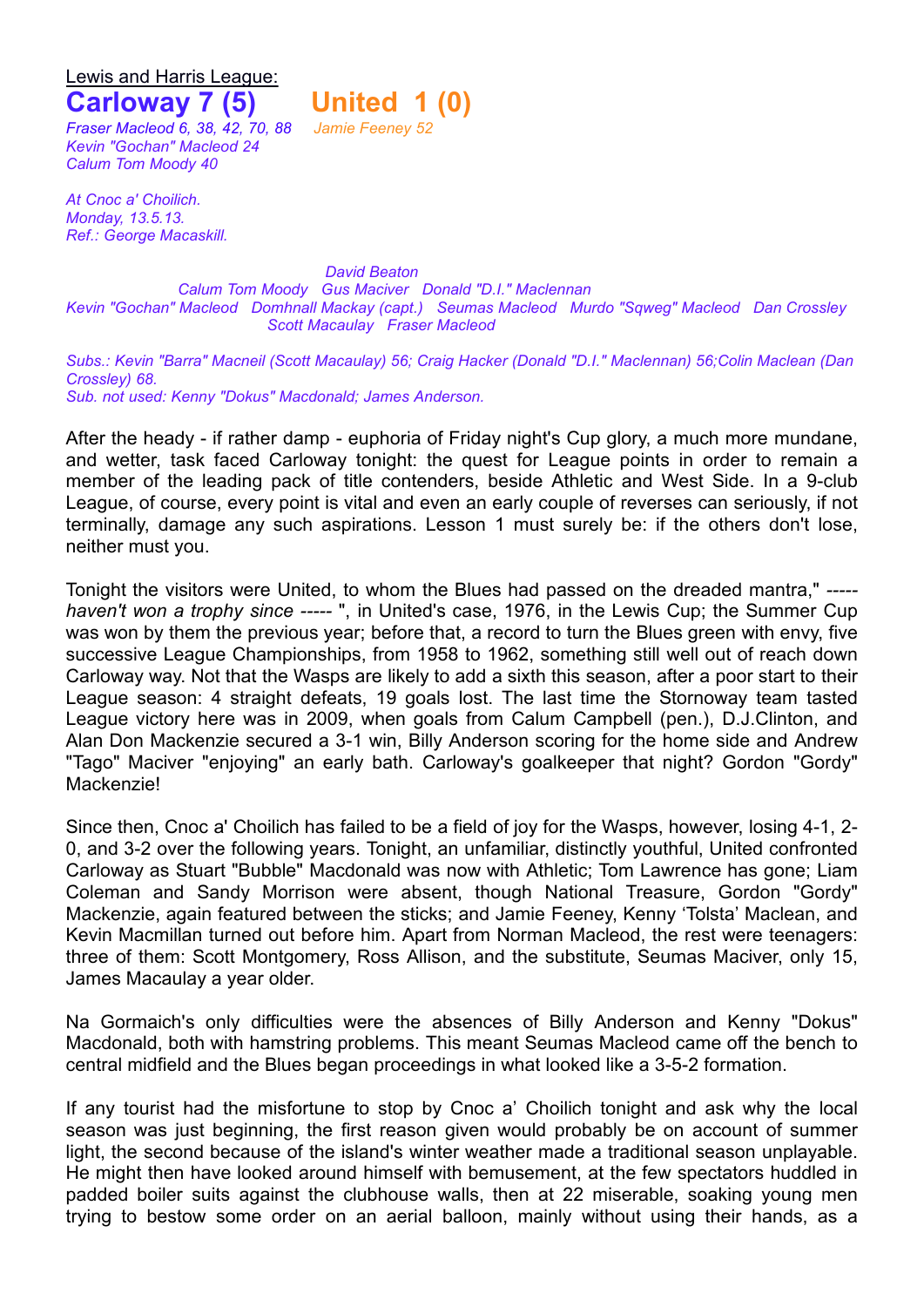Lewis and Harris League:

## Carloway 7 (5) United 1 (0)

*Fraser Macleod 6, 38, 42, 70, 88* *Jamie Feeney 52*
*Kevin "Gochan" Macleod 24*
*Calum Tom Moody 40*

*At Cnoc a' Choilich.*
*Monday, 13.5.13.*
*Ref.: George Macaskill.*

*David Beaton*
*Calum Tom Moody Gus Maciver Donald "D.I." Maclennan*
*Kevin "Gochan" Macleod Domhnall Mackay (capt.) Seumas Macleod Murdo "Sqweg" Macleod Dan Crossley*
*Scott Macaulay Fraser Macleod*

*Subs.: Kevin "Barra" Macneil (Scott Macaulay) 56; Craig Hacker (Donald "D.I." Maclennan) 56;Colin Maclean (Dan Crossley) 68.*
*Sub. not used: Kenny "Dokus" Macdonald; James Anderson.*

After the heady - if rather damp - euphoria of Friday night's Cup glory, a much more mundane, and wetter, task faced Carloway tonight: the quest for League points in order to remain a member of the leading pack of title contenders, beside Athletic and West Side. In a 9-club League, of course, every point is vital and even an early couple of reverses can seriously, if not terminally, damage any such aspirations. Lesson 1 must surely be: if the others don't lose, neither must you.

Tonight the visitors were United, to whom the Blues had passed on the dreaded mantra," ----- *haven't won a trophy since* ----- ", in United's case, 1976, in the Lewis Cup; the Summer Cup was won by them the previous year; before that, a record to turn the Blues green with envy, five successive League Championships, from 1958 to 1962, something still well out of reach down Carloway way. Not that the Wasps are likely to add a sixth this season, after a poor start to their League season: 4 straight defeats, 19 goals lost. The last time the Stornoway team tasted League victory here was in 2009, when goals from Calum Campbell (pen.), D.J.Clinton, and Alan Don Mackenzie secured a 3-1 win, Billy Anderson scoring for the home side and Andrew "Tago" Maciver "enjoying" an early bath. Carloway's goalkeeper that night? Gordon "Gordy" Mackenzie!

Since then, Cnoc a' Choilich has failed to be a field of joy for the Wasps, however, losing 4-1, 2-0, and 3-2 over the following years. Tonight, an unfamiliar, distinctly youthful, United confronted Carloway as Stuart "Bubble" Macdonald was now with Athletic; Tom Lawrence has gone; Liam Coleman and Sandy Morrison were absent, though National Treasure, Gordon "Gordy" Mackenzie, again featured between the sticks; and Jamie Feeney, Kenny 'Tolsta' Maclean, and Kevin Macmillan turned out before him. Apart from Norman Macleod, the rest were teenagers: three of them: Scott Montgomery, Ross Allison, and the substitute, Seumas Maciver, only 15, James Macaulay a year older.

Na Gormaich's only difficulties were the absences of Billy Anderson and Kenny "Dokus" Macdonald, both with hamstring problems. This meant Seumas Macleod came off the bench to central midfield and the Blues began proceedings in what looked like a 3-5-2 formation.

If any tourist had the misfortune to stop by Cnoc a' Choilich tonight and ask why the local season was just beginning, the first reason given would probably be on account of summer light, the second because of the island's winter weather made a traditional season unplayable. He might then have looked around himself with bemusement, at the few spectators huddled in padded boiler suits against the clubhouse walls, then at 22 miserable, soaking young men trying to bestow some order on an aerial balloon, mainly without using their hands, as a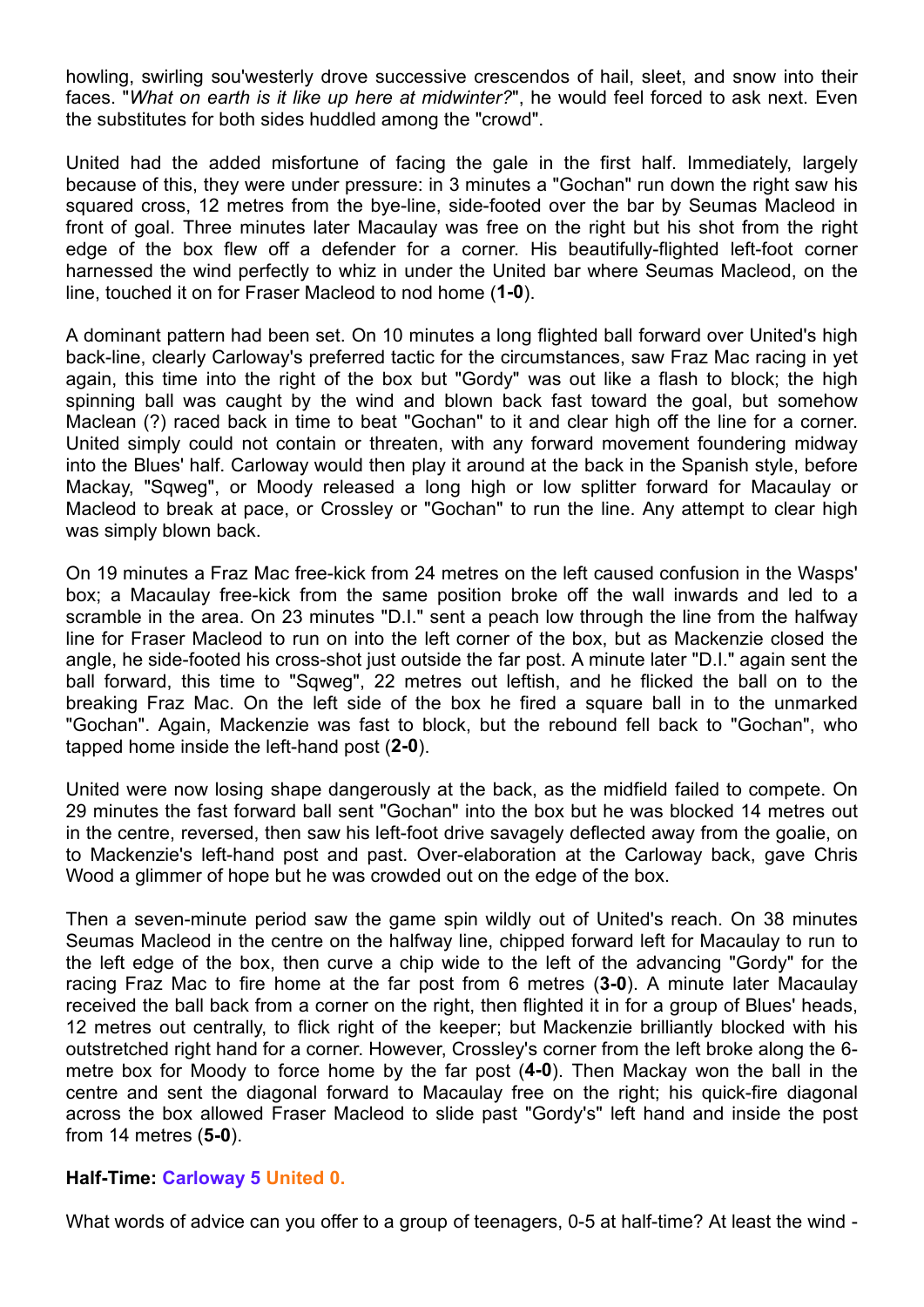howling, swirling sou'westerly drove successive crescendos of hail, sleet, and snow into their faces. "*What on earth is it like up here at midwinter?*", he would feel forced to ask next. Even the substitutes for both sides huddled among the "crowd".

United had the added misfortune of facing the gale in the first half. Immediately, largely because of this, they were under pressure: in 3 minutes a "Gochan" run down the right saw his squared cross, 12 metres from the bye-line, side-footed over the bar by Seumas Macleod in front of goal. Three minutes later Macaulay was free on the right but his shot from the right edge of the box flew off a defender for a corner. His beautifully-flighted left-foot corner harnessed the wind perfectly to whiz in under the United bar where Seumas Macleod, on the line, touched it on for Fraser Macleod to nod home (**1-0**).

A dominant pattern had been set. On 10 minutes a long flighted ball forward over United's high back-line, clearly Carloway's preferred tactic for the circumstances, saw Fraz Mac racing in yet again, this time into the right of the box but "Gordy" was out like a flash to block; the high spinning ball was caught by the wind and blown back fast toward the goal, but somehow Maclean (?) raced back in time to beat "Gochan" to it and clear high off the line for a corner. United simply could not contain or threaten, with any forward movement foundering midway into the Blues' half. Carloway would then play it around at the back in the Spanish style, before Mackay, "Sqweg", or Moody released a long high or low splitter forward for Macaulay or Macleod to break at pace, or Crossley or "Gochan" to run the line. Any attempt to clear high was simply blown back.

On 19 minutes a Fraz Mac free-kick from 24 metres on the left caused confusion in the Wasps' box; a Macaulay free-kick from the same position broke off the wall inwards and led to a scramble in the area. On 23 minutes "D.I." sent a peach low through the line from the halfway line for Fraser Macleod to run on into the left corner of the box, but as Mackenzie closed the angle, he side-footed his cross-shot just outside the far post. A minute later "D.I." again sent the ball forward, this time to "Sqweg", 22 metres out leftish, and he flicked the ball on to the breaking Fraz Mac. On the left side of the box he fired a square ball in to the unmarked "Gochan". Again, Mackenzie was fast to block, but the rebound fell back to "Gochan", who tapped home inside the left-hand post (**2-0**).

United were now losing shape dangerously at the back, as the midfield failed to compete. On 29 minutes the fast forward ball sent "Gochan" into the box but he was blocked 14 metres out in the centre, reversed, then saw his left-foot drive savagely deflected away from the goalie, on to Mackenzie's left-hand post and past. Over-elaboration at the Carloway back, gave Chris Wood a glimmer of hope but he was crowded out on the edge of the box.

Then a seven-minute period saw the game spin wildly out of United's reach. On 38 minutes Seumas Macleod in the centre on the halfway line, chipped forward left for Macaulay to run to the left edge of the box, then curve a chip wide to the left of the advancing "Gordy" for the racing Fraz Mac to fire home at the far post from 6 metres (**3-0**). A minute later Macaulay received the ball back from a corner on the right, then flighted it in for a group of Blues' heads, 12 metres out centrally, to flick right of the keeper; but Mackenzie brilliantly blocked with his outstretched right hand for a corner. However, Crossley's corner from the left broke along the 6-metre box for Moody to force home by the far post (**4-0**). Then Mackay won the ball in the centre and sent the diagonal forward to Macaulay free on the right; his quick-fire diagonal across the box allowed Fraser Macleod to slide past "Gordy's" left hand and inside the post from 14 metres (**5-0**).

**Half-Time: Carloway 5 United 0.**

What words of advice can you offer to a group of teenagers, 0-5 at half-time? At least the wind -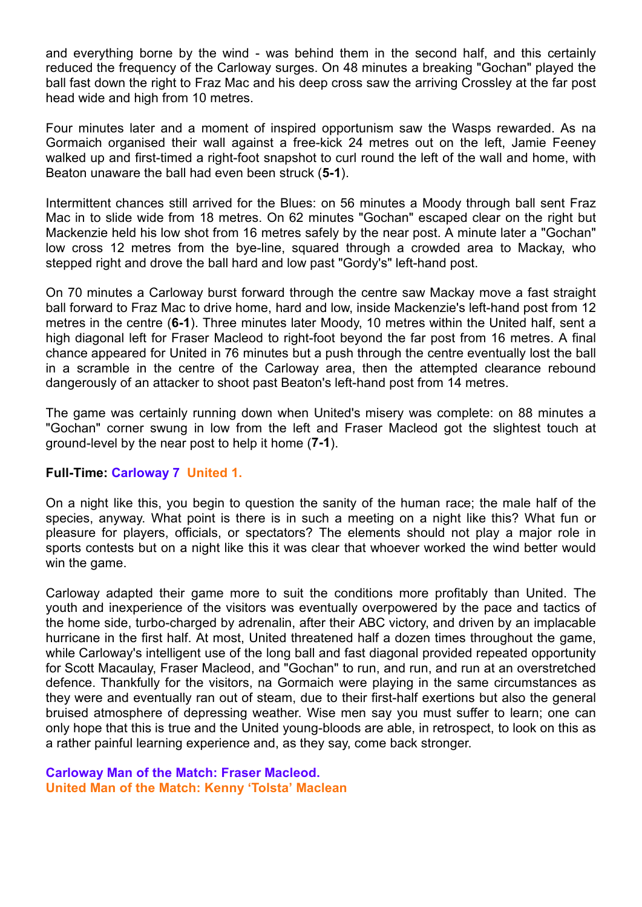and everything borne by the wind - was behind them in the second half, and this certainly reduced the frequency of the Carloway surges. On 48 minutes a breaking "Gochan" played the ball fast down the right to Fraz Mac and his deep cross saw the arriving Crossley at the far post head wide and high from 10 metres.

Four minutes later and a moment of inspired opportunism saw the Wasps rewarded. As na Gormaich organised their wall against a free-kick 24 metres out on the left, Jamie Feeney walked up and first-timed a right-foot snapshot to curl round the left of the wall and home, with Beaton unaware the ball had even been struck (**5-1**).

Intermittent chances still arrived for the Blues: on 56 minutes a Moody through ball sent Fraz Mac in to slide wide from 18 metres. On 62 minutes "Gochan" escaped clear on the right but Mackenzie held his low shot from 16 metres safely by the near post. A minute later a "Gochan" low cross 12 metres from the bye-line, squared through a crowded area to Mackay, who stepped right and drove the ball hard and low past "Gordy's" left-hand post.

On 70 minutes a Carloway burst forward through the centre saw Mackay move a fast straight ball forward to Fraz Mac to drive home, hard and low, inside Mackenzie's left-hand post from 12 metres in the centre (**6-1**). Three minutes later Moody, 10 metres within the United half, sent a high diagonal left for Fraser Macleod to right-foot beyond the far post from 16 metres. A final chance appeared for United in 76 minutes but a push through the centre eventually lost the ball in a scramble in the centre of the Carloway area, then the attempted clearance rebound dangerously of an attacker to shoot past Beaton's left-hand post from 14 metres.

The game was certainly running down when United's misery was complete: on 88 minutes a "Gochan" corner swung in low from the left and Fraser Macleod got the slightest touch at ground-level by the near post to help it home (**7-1**).

**Full-Time: Carloway 7  United 1.**

On a night like this, you begin to question the sanity of the human race; the male half of the species, anyway. What point is there is in such a meeting on a night like this? What fun or pleasure for players, officials, or spectators? The elements should not play a major role in sports contests but on a night like this it was clear that whoever worked the wind better would win the game.

Carloway adapted their game more to suit the conditions more profitably than United. The youth and inexperience of the visitors was eventually overpowered by the pace and tactics of the home side, turbo-charged by adrenalin, after their ABC victory, and driven by an implacable hurricane in the first half. At most, United threatened half a dozen times throughout the game, while Carloway's intelligent use of the long ball and fast diagonal provided repeated opportunity for Scott Macaulay, Fraser Macleod, and "Gochan" to run, and run, and run at an overstretched defence. Thankfully for the visitors, na Gormaich were playing in the same circumstances as they were and eventually ran out of steam, due to their first-half exertions but also the general bruised atmosphere of depressing weather. Wise men say you must suffer to learn; one can only hope that this is true and the United young-bloods are able, in retrospect, to look on this as a rather painful learning experience and, as they say, come back stronger.

**Carloway Man of the Match: Fraser Macleod.**
**United Man of the Match: Kenny 'Tolsta' Maclean**